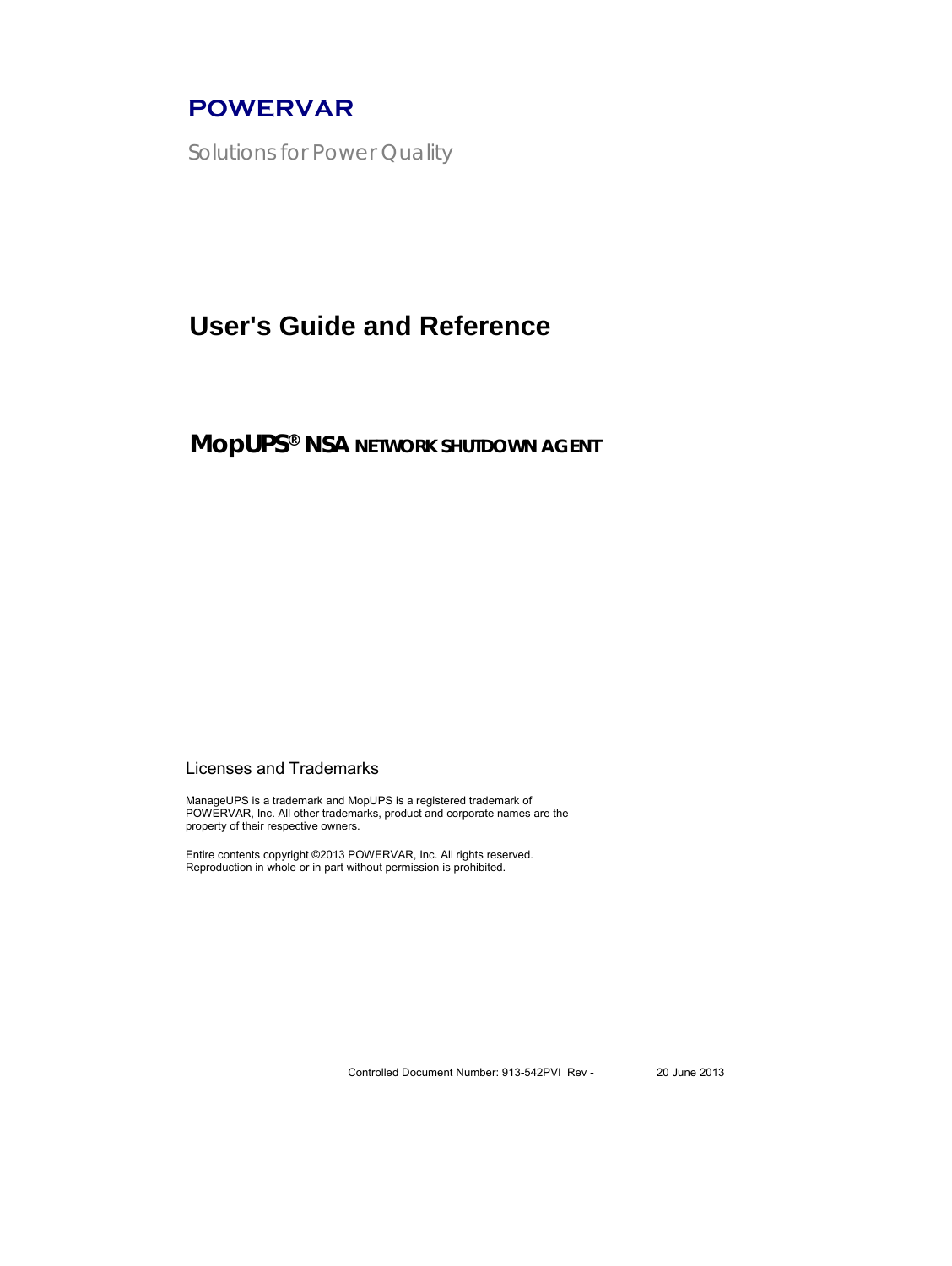# POWERVAR

Solutions for Power Quality

# User's Guide and Reference

## MopUPS® NSA NETWORK SHUTDOWN AGENT

### Licenses and Trademarks

ManageUPS is a trademark and MopUPS is a registered trademark of POWERVAR, Inc. All other trademarks, product and corporate names are the property of their respective owners.

Entire contents copyright ©2013 POWERVAR, Inc. All rights reserved. Reproduction in whole or in part without permission is prohibited.

Controlled Document Number: 913-542PVI Rev - 20 June 2013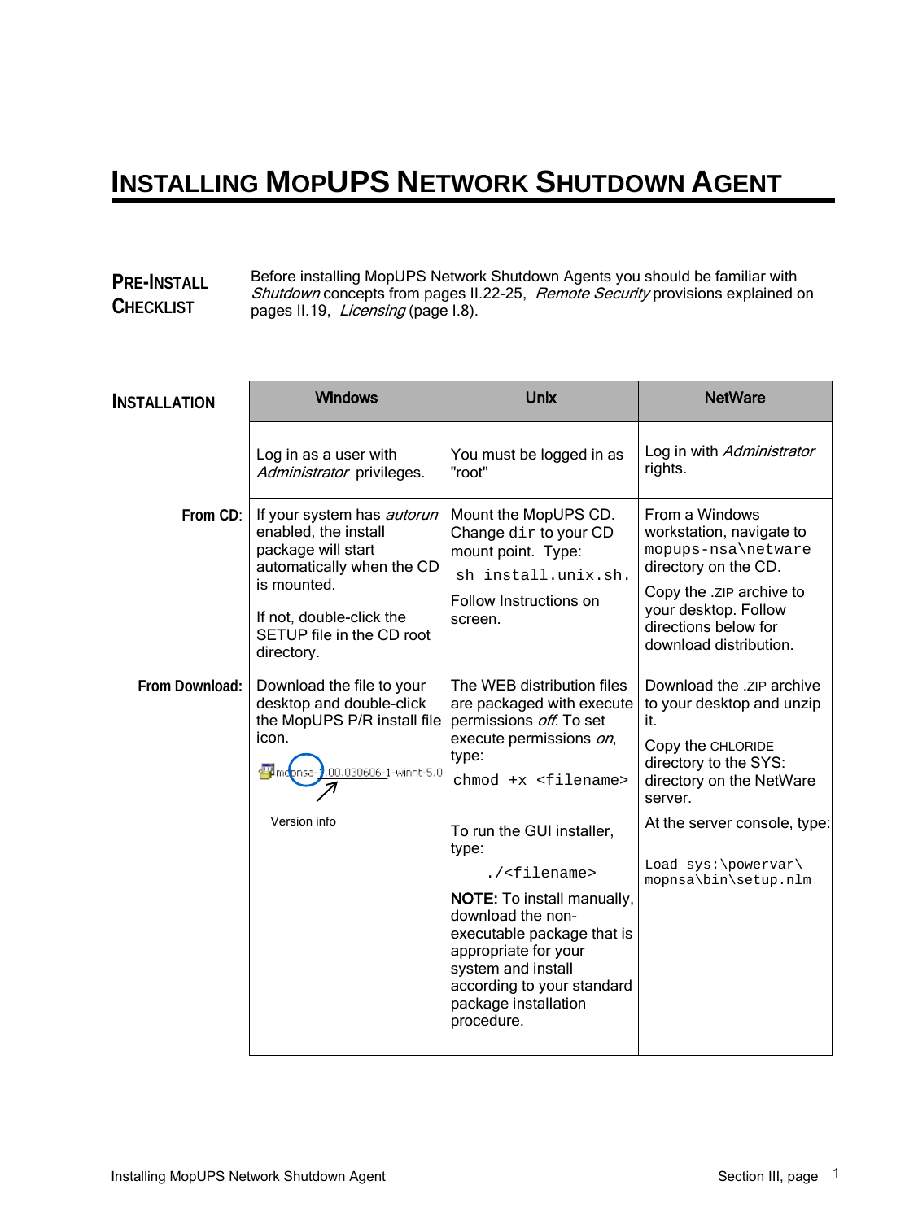# INSTALLING MOPUPS NETWORK SHUTDOWN AGENT

## PRE-INSTALL CHECKLIST

Before installing MopUPS Network Shutdown Agents you should be familiar with *Shutdown* concepts from pages II.22-25, *Remote Security* provisions explained on pages II.19, *Licensing* (page I.8).

## INSTALLATION

| | Windows | Unix | NetWare |
|---|---|---|---|
| | Log in as a user with *Administrator* privileges. | You must be logged in as "root" | Log in with *Administrator* rights. |
| **From CD**: | If your system has *autorun* enabled, the install package will start automatically when the CD is mounted.<br><br>If not, double-click the SETUP file in the CD root directory. | Mount the MopUPS CD. Change `dir` to your CD mount point. Type:<br>`sh install.unix.sh.`<br><br>Follow Instructions on screen. | From a Windows workstation, navigate to `mopups-nsa\netware` directory on the CD.<br><br>Copy the .ZIP archive to your desktop. Follow directions below for download distribution. |
| **From Download:** | Download the file to your desktop and double-click the MopUPS P/R install file icon.<br><br>mopnsa-1.00.030606-1-winnt-5.0<br><br>Version info | The WEB distribution files are packaged with execute permissions *off*. To set execute permissions *on*, type:<br>`chmod +x <filename>`<br><br>To run the GUI installer, type:<br>`./<filename>`<br><br>**NOTE:** To install manually, download the non-executable package that is appropriate for your system and install according to your standard package installation procedure. | Download the .ZIP archive to your desktop and unzip it.<br><br>Copy the CHLORIDE directory to the SYS: directory on the NetWare server.<br><br>At the server console, type:<br><br>`Load sys:\powervar\mopnsa\bin\setup.nlm` |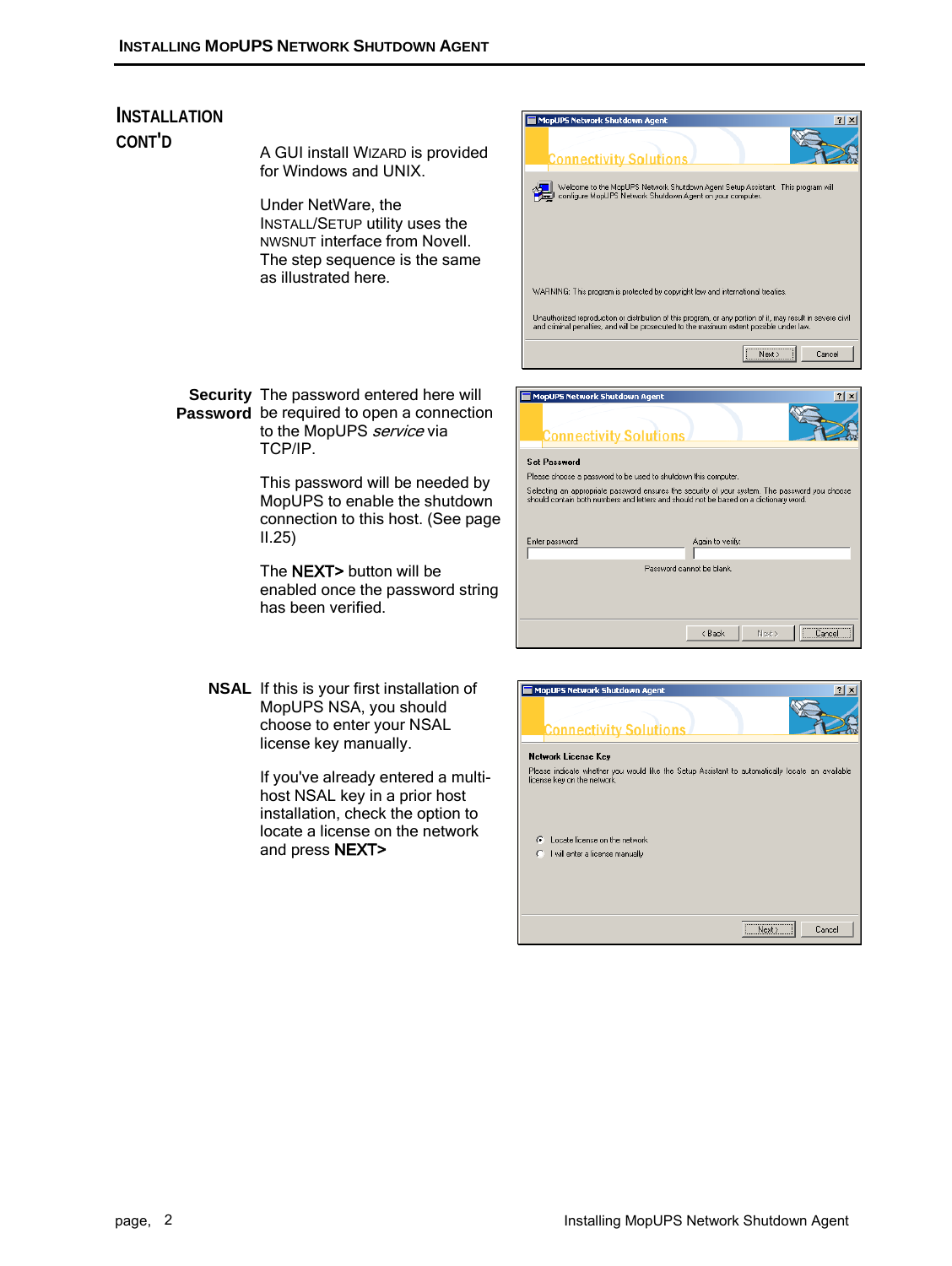## INSTALLATION CONT'D

A GUI install WIZARD is provided for Windows and UNIX.

Under NetWare, the INSTALL/SETUP utility uses the NWSNUT interface from Novell. The step sequence is the same as illustrated here.

**Security Password** The password entered here will be required to open a connection to the MopUPS *service* via TCP/IP.

This password will be needed by MopUPS to enable the shutdown connection to this host. (See page II.25)

The **NEXT>** button will be enabled once the password string has been verified.

**NSAL** If this is your first installation of MopUPS NSA, you should choose to enter your NSAL license key manually.

If you've already entered a multi-host NSAL key in a prior host installation, check the option to locate a license on the network and press **NEXT>**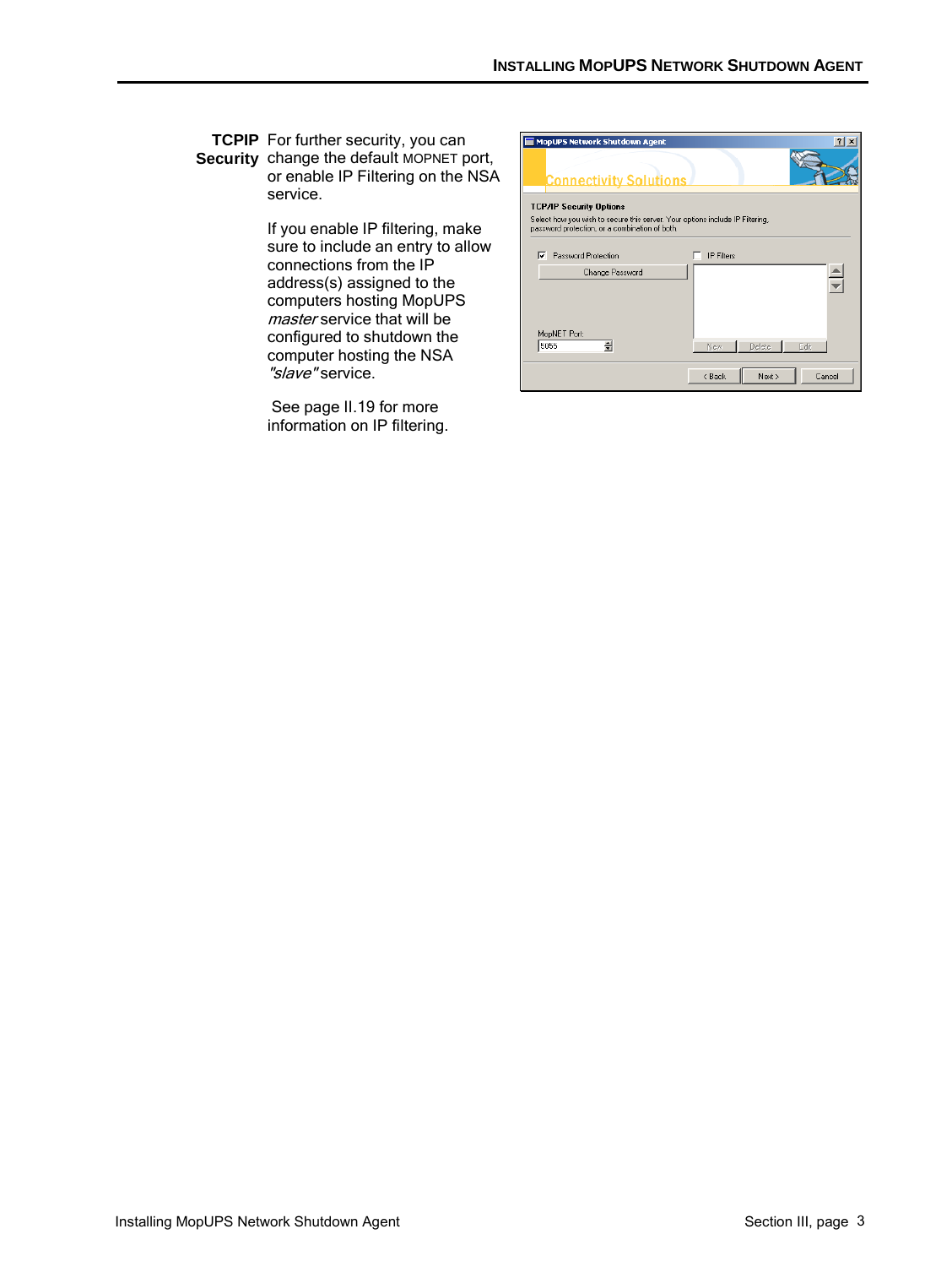**TCPIP Security** For further security, you can change the default MOPNET port, or enable IP Filtering on the NSA service.

If you enable IP filtering, make sure to include an entry to allow connections from the IP address(s) assigned to the computers hosting MopUPS *master* service that will be configured to shutdown the computer hosting the NSA *"slave"* service.

See page II.19 for more information on IP filtering.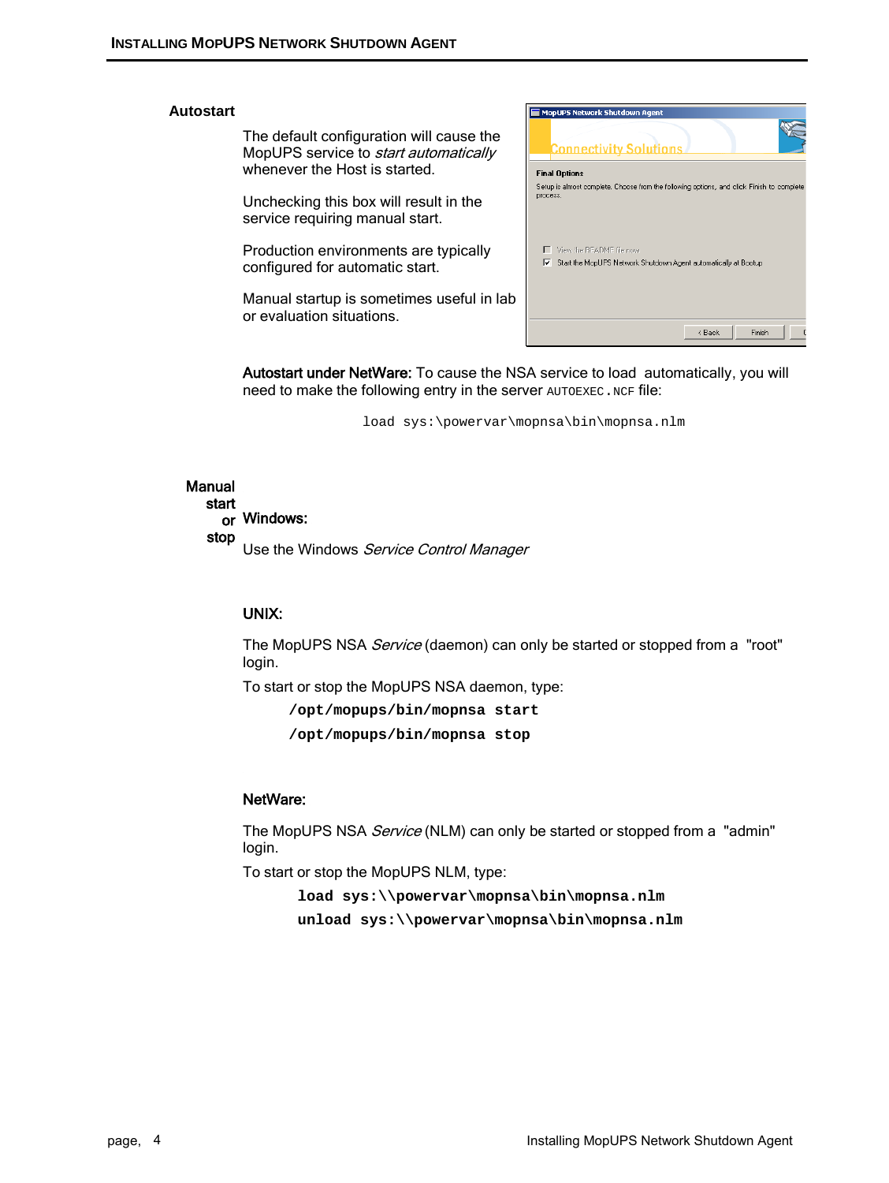### Autostart

The default configuration will cause the MopUPS service to *start automatically* whenever the Host is started.

Unchecking this box will result in the service requiring manual start.

Production environments are typically configured for automatic start.

Manual startup is sometimes useful in lab or evaluation situations.

**Autostart under NetWare:** To cause the NSA service to load automatically, you will need to make the following entry in the server AUTOEXEC.NCF file:

```
load sys:\powervar\mopnsa\bin\mopnsa.nlm
```

### Manual start or stop

**Windows:**

Use the Windows *Service Control Manager*

**UNIX:**

The MopUPS NSA *Service* (daemon) can only be started or stopped from a "root" login.

To start or stop the MopUPS NSA daemon, type:

```
/opt/mopups/bin/mopnsa start
/opt/mopups/bin/mopnsa stop
```

**NetWare:**

The MopUPS NSA *Service* (NLM) can only be started or stopped from a "admin" login.

To start or stop the MopUPS NLM, type:

```
load sys:\\powervar\mopnsa\bin\mopnsa.nlm
unload sys:\\powervar\mopnsa\bin\mopnsa.nlm
```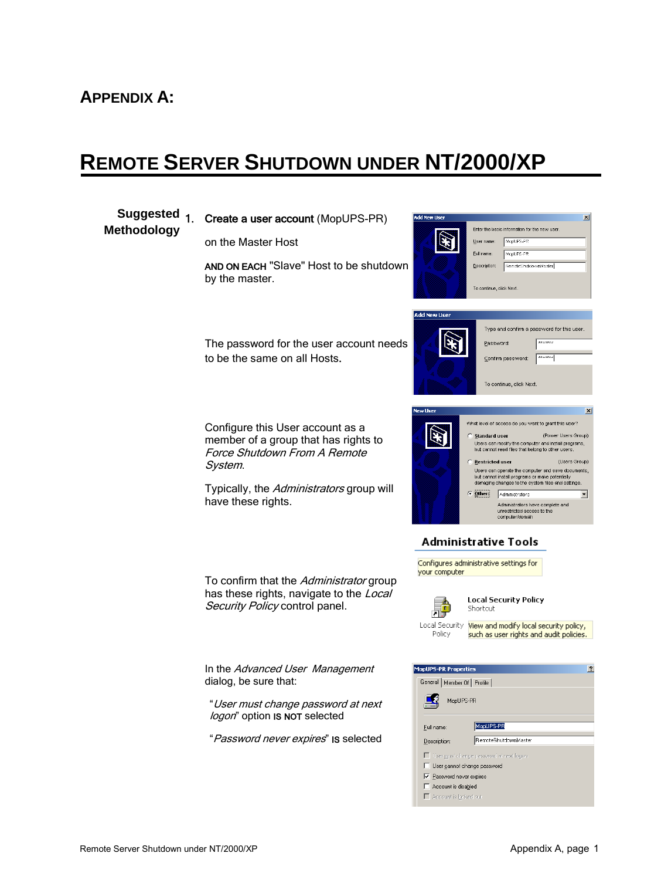# APPENDIX A:

## REMOTE SERVER SHUTDOWN UNDER NT/2000/XP

**Suggested Methodology**

1. **Create a user account** (MopUPS-PR)

   on the Master Host

   AND ON EACH "Slave" Host to be shutdown by the master.

   The password for the user account needs to be the same on all Hosts.

   Configure this User account as a member of a group that has rights to *Force Shutdown From A Remote System*.

   Typically, the *Administrators* group will have these rights.

   To confirm that the *Administrator* group has these rights, navigate to the *Local Security Policy* control panel.

   In the *Advanced User Management* dialog, be sure that:

   "*User must change password at next logon*" option IS NOT selected

   "*Password never expires*" IS selected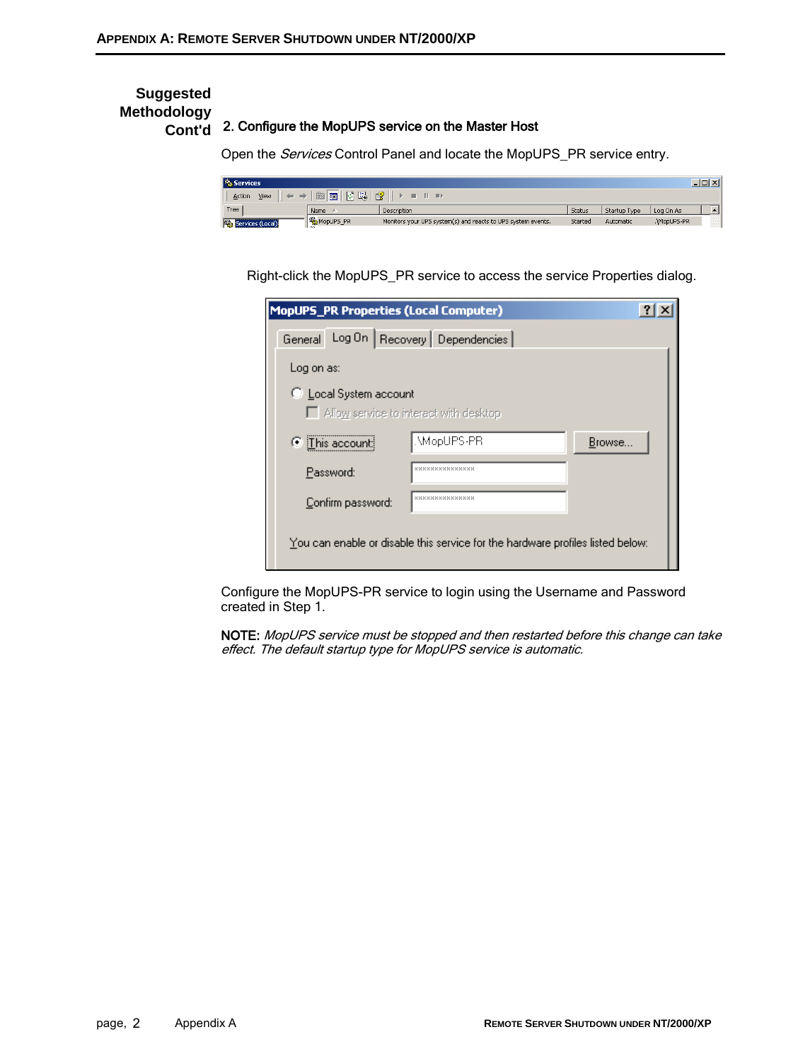**Suggested Methodology Cont'd**

### 2. Configure the MopUPS service on the Master Host

Open the *Services* Control Panel and locate the MopUPS_PR service entry.

Right-click the MopUPS_PR service to access the service Properties dialog.

Configure the MopUPS-PR service to login using the Username and Password created in Step 1.

NOTE: *MopUPS service must be stopped and then restarted before this change can take effect. The default startup type for MopUPS service is automatic.*